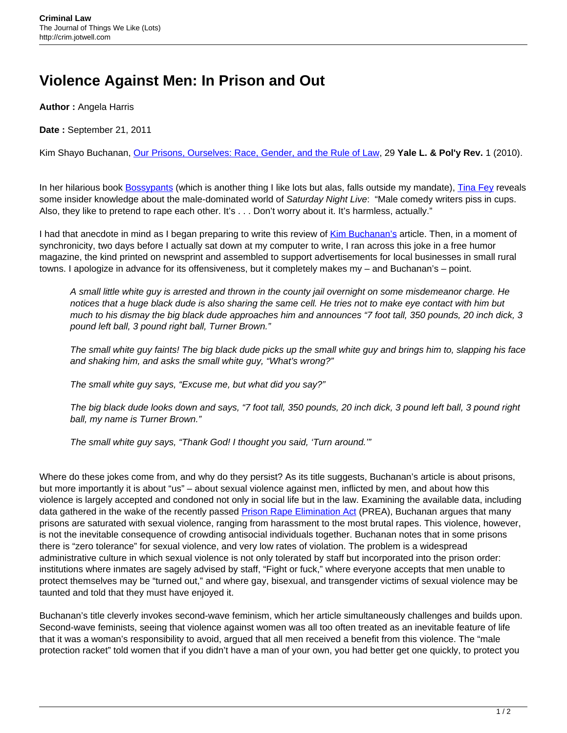# Violence Against Men: In Prison and Out

**Author :** Angela Harris

**Date :** September 21, 2011

Kim Shayo Buchanan, Our Prisons, Ourselves: Race, Gender, and the Rule of Law, 29 **Yale L. & Pol'y Rev.** 1 (2010).

In her hilarious book Bossypants (which is another thing I like lots but alas, falls outside my mandate), Tina Fey reveals some insider knowledge about the male-dominated world of *Saturday Night Live*: "Male comedy writers piss in cups. Also, they like to pretend to rape each other. It's . . . Don't worry about it. It's harmless, actually."

I had that anecdote in mind as I began preparing to write this review of Kim Buchanan's article. Then, in a moment of synchronicity, two days before I actually sat down at my computer to write, I ran across this joke in a free humor magazine, the kind printed on newsprint and assembled to support advertisements for local businesses in small rural towns. I apologize in advance for its offensiveness, but it completely makes my – and Buchanan's – point.

> *A small little white guy is arrested and thrown in the county jail overnight on some misdemeanor charge. He notices that a huge black dude is also sharing the same cell. He tries not to make eye contact with him but much to his dismay the big black dude approaches him and announces "7 foot tall, 350 pounds, 20 inch dick, 3 pound left ball, 3 pound right ball, Turner Brown."*
>
> *The small white guy faints! The big black dude picks up the small white guy and brings him to, slapping his face and shaking him, and asks the small white guy, "What's wrong?"*
>
> *The small white guy says, "Excuse me, but what did you say?"*
>
> *The big black dude looks down and says, "7 foot tall, 350 pounds, 20 inch dick, 3 pound left ball, 3 pound right ball, my name is Turner Brown."*
>
> *The small white guy says, "Thank God! I thought you said, 'Turn around.'"*

Where do these jokes come from, and why do they persist? As its title suggests, Buchanan's article is about prisons, but more importantly it is about "us" – about sexual violence against men, inflicted by men, and about how this violence is largely accepted and condoned not only in social life but in the law. Examining the available data, including data gathered in the wake of the recently passed Prison Rape Elimination Act (PREA), Buchanan argues that many prisons are saturated with sexual violence, ranging from harassment to the most brutal rapes. This violence, however, is not the inevitable consequence of crowding antisocial individuals together. Buchanan notes that in some prisons there is "zero tolerance" for sexual violence, and very low rates of violation. The problem is a widespread administrative culture in which sexual violence is not only tolerated by staff but incorporated into the prison order: institutions where inmates are sagely advised by staff, "Fight or fuck," where everyone accepts that men unable to protect themselves may be "turned out," and where gay, bisexual, and transgender victims of sexual violence may be taunted and told that they must have enjoyed it.

Buchanan's title cleverly invokes second-wave feminism, which her article simultaneously challenges and builds upon. Second-wave feminists, seeing that violence against women was all too often treated as an inevitable feature of life that it was a woman's responsibility to avoid, argued that all men received a benefit from this violence. The "male protection racket" told women that if you didn't have a man of your own, you had better get one quickly, to protect you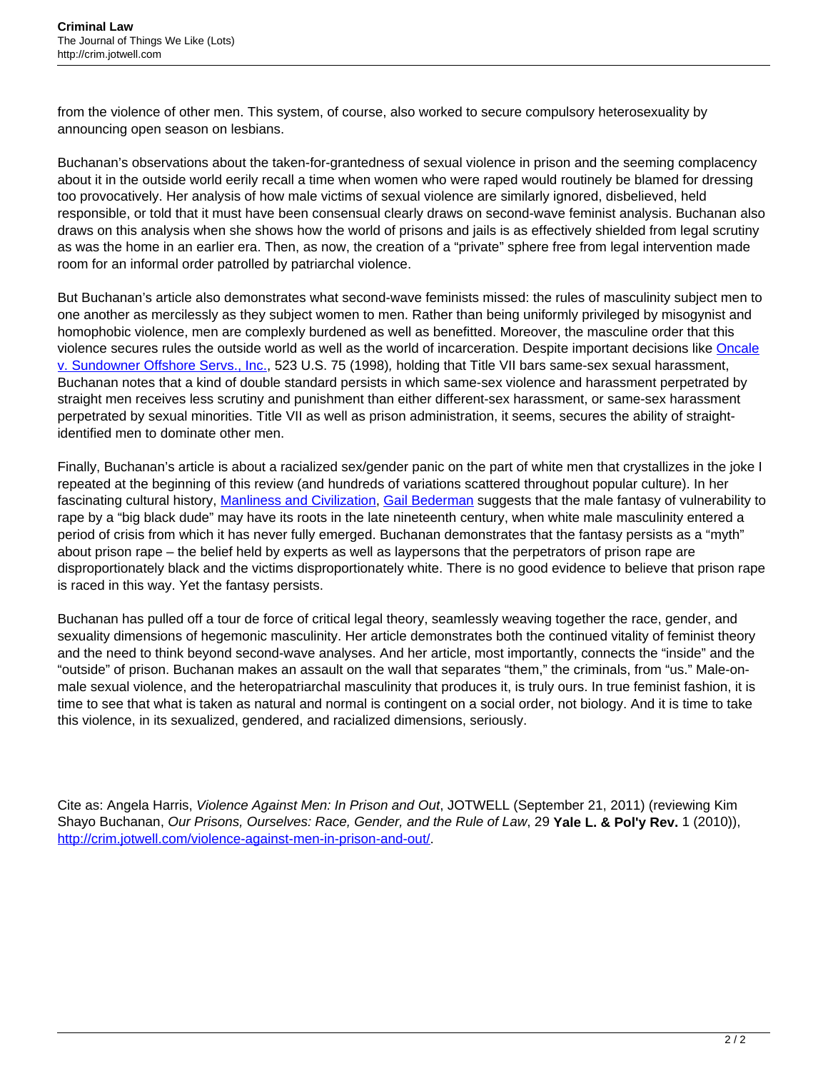from the violence of other men. This system, of course, also worked to secure compulsory heterosexuality by announcing open season on lesbians.

Buchanan's observations about the taken-for-grantedness of sexual violence in prison and the seeming complacency about it in the outside world eerily recall a time when women who were raped would routinely be blamed for dressing too provocatively. Her analysis of how male victims of sexual violence are similarly ignored, disbelieved, held responsible, or told that it must have been consensual clearly draws on second-wave feminist analysis. Buchanan also draws on this analysis when she shows how the world of prisons and jails is as effectively shielded from legal scrutiny as was the home in an earlier era. Then, as now, the creation of a "private" sphere free from legal intervention made room for an informal order patrolled by patriarchal violence.

But Buchanan's article also demonstrates what second-wave feminists missed: the rules of masculinity subject men to one another as mercilessly as they subject women to men. Rather than being uniformly privileged by misogynist and homophobic violence, men are complexly burdened as well as benefitted. Moreover, the masculine order that this violence secures rules the outside world as well as the world of incarceration. Despite important decisions like [Oncale v. Sundowner Offshore Servs., Inc.](), 523 U.S. 75 (1998), holding that Title VII bars same-sex sexual harassment, Buchanan notes that a kind of double standard persists in which same-sex violence and harassment perpetrated by straight men receives less scrutiny and punishment than either different-sex harassment, or same-sex harassment perpetrated by sexual minorities. Title VII as well as prison administration, it seems, secures the ability of straight-identified men to dominate other men.

Finally, Buchanan's article is about a racialized sex/gender panic on the part of white men that crystallizes in the joke I repeated at the beginning of this review (and hundreds of variations scattered throughout popular culture). In her fascinating cultural history, [Manliness and Civilization](), [Gail Bederman]() suggests that the male fantasy of vulnerability to rape by a "big black dude" may have its roots in the late nineteenth century, when white male masculinity entered a period of crisis from which it has never fully emerged. Buchanan demonstrates that the fantasy persists as a "myth" about prison rape – the belief held by experts as well as laypersons that the perpetrators of prison rape are disproportionately black and the victims disproportionately white. There is no good evidence to believe that prison rape is raced in this way. Yet the fantasy persists.

Buchanan has pulled off a tour de force of critical legal theory, seamlessly weaving together the race, gender, and sexuality dimensions of hegemonic masculinity. Her article demonstrates both the continued vitality of feminist theory and the need to think beyond second-wave analyses. And her article, most importantly, connects the "inside" and the "outside" of prison. Buchanan makes an assault on the wall that separates "them," the criminals, from "us." Male-on-male sexual violence, and the heteropatriarchal masculinity that produces it, is truly ours. In true feminist fashion, it is time to see that what is taken as natural and normal is contingent on a social order, not biology. And it is time to take this violence, in its sexualized, gendered, and racialized dimensions, seriously.

Cite as: Angela Harris, *Violence Against Men: In Prison and Out*, JOTWELL (September 21, 2011) (reviewing Kim Shayo Buchanan, *Our Prisons, Ourselves: Race, Gender, and the Rule of Law*, 29 **Yale L. & Pol'y Rev.** 1 (2010)), http://crim.jotwell.com/violence-against-men-in-prison-and-out/.